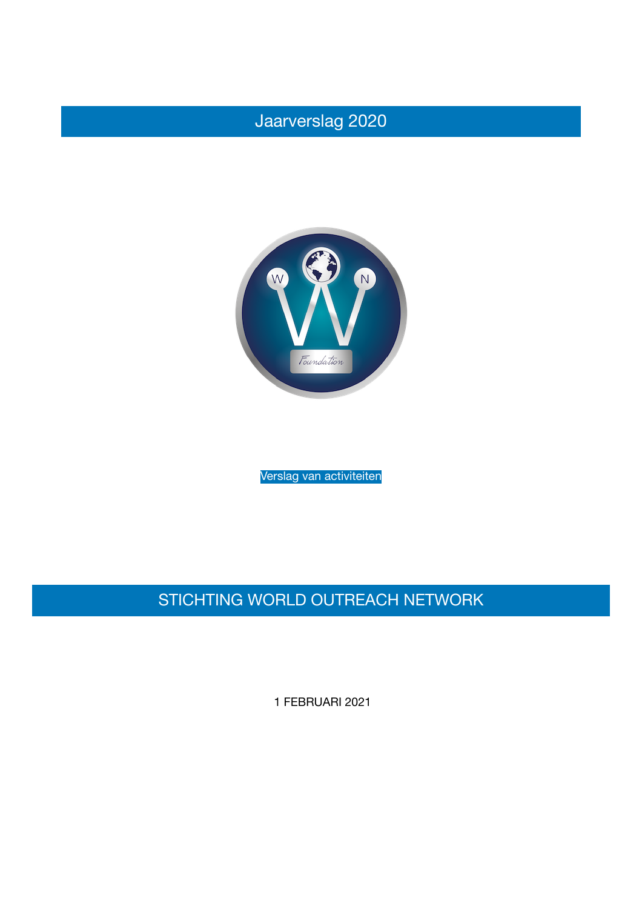# Jaarverslag 2020

Verslag van activiteiten

## STICHTING WORLD OUTREACH NETWORK

1 FEBRUARI 2021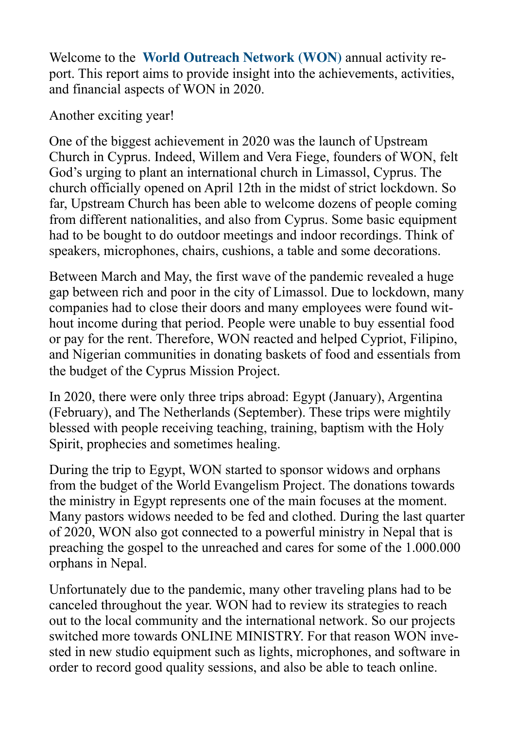Welcome to the **World Outreach Network (WON)** annual activity report. This report aims to provide insight into the achievements, activities, and financial aspects of WON in 2020.

Another exciting year!

One of the biggest achievement in 2020 was the launch of Upstream Church in Cyprus. Indeed, Willem and Vera Fiege, founders of WON, felt God's urging to plant an international church in Limassol, Cyprus. The church officially opened on April 12th in the midst of strict lockdown. So far, Upstream Church has been able to welcome dozens of people coming from different nationalities, and also from Cyprus. Some basic equipment had to be bought to do outdoor meetings and indoor recordings. Think of speakers, microphones, chairs, cushions, a table and some decorations.

Between March and May, the first wave of the pandemic revealed a huge gap between rich and poor in the city of Limassol. Due to lockdown, many companies had to close their doors and many employees were found without income during that period. People were unable to buy essential food or pay for the rent. Therefore, WON reacted and helped Cypriot, Filipino, and Nigerian communities in donating baskets of food and essentials from the budget of the Cyprus Mission Project.

In 2020, there were only three trips abroad: Egypt (January), Argentina (February), and The Netherlands (September). These trips were mightily blessed with people receiving teaching, training, baptism with the Holy Spirit, prophecies and sometimes healing.

During the trip to Egypt, WON started to sponsor widows and orphans from the budget of the World Evangelism Project. The donations towards the ministry in Egypt represents one of the main focuses at the moment. Many pastors widows needed to be fed and clothed. During the last quarter of 2020, WON also got connected to a powerful ministry in Nepal that is preaching the gospel to the unreached and cares for some of the 1.000.000 orphans in Nepal.

Unfortunately due to the pandemic, many other traveling plans had to be canceled throughout the year. WON had to review its strategies to reach out to the local community and the international network. So our projects switched more towards ONLINE MINISTRY. For that reason WON invested in new studio equipment such as lights, microphones, and software in order to record good quality sessions, and also be able to teach online.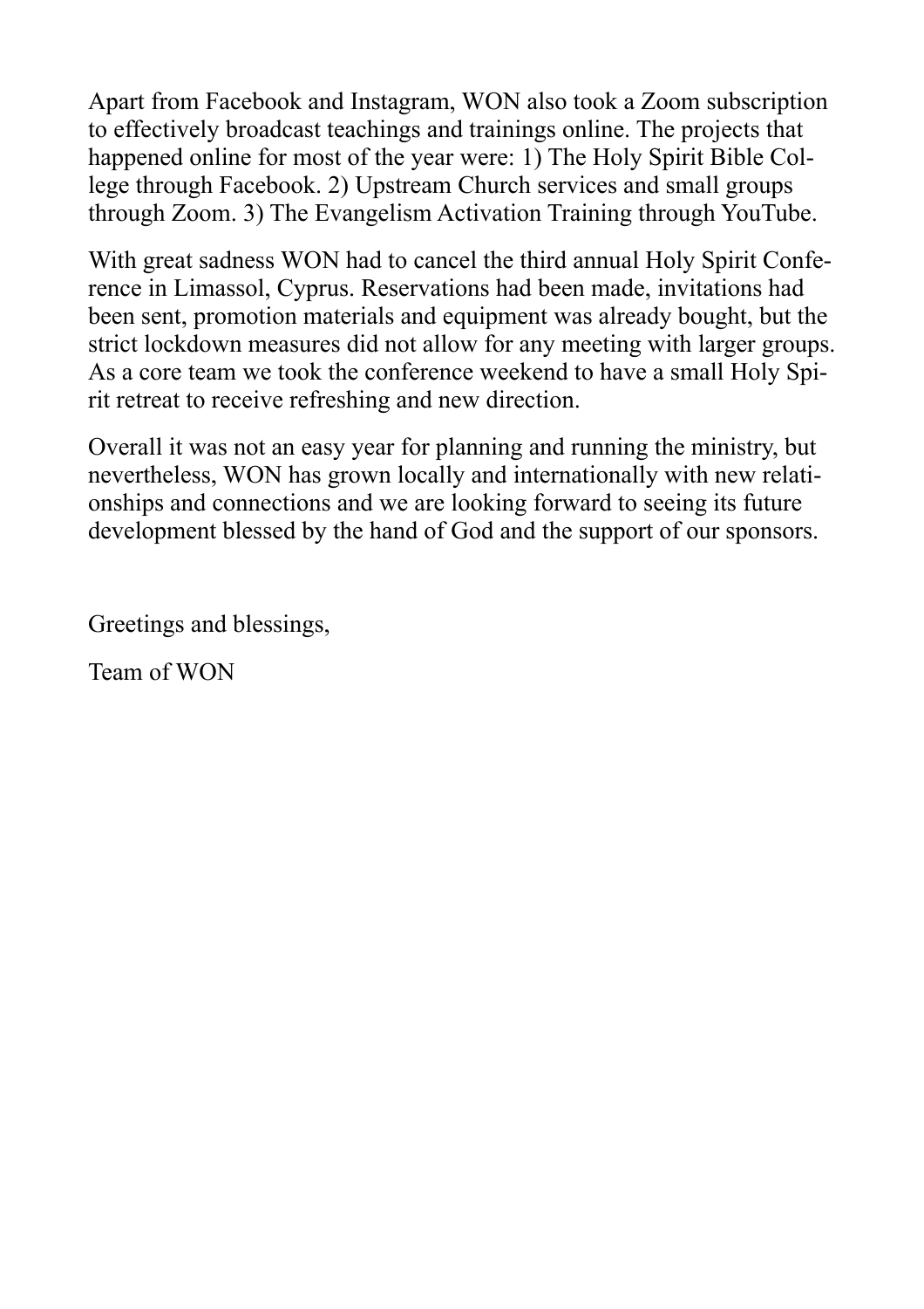Apart from Facebook and Instagram, WON also took a Zoom subscription to effectively broadcast teachings and trainings online. The projects that happened online for most of the year were: 1) The Holy Spirit Bible College through Facebook. 2) Upstream Church services and small groups through Zoom. 3) The Evangelism Activation Training through YouTube.

With great sadness WON had to cancel the third annual Holy Spirit Conference in Limassol, Cyprus. Reservations had been made, invitations had been sent, promotion materials and equipment was already bought, but the strict lockdown measures did not allow for any meeting with larger groups. As a core team we took the conference weekend to have a small Holy Spirit retreat to receive refreshing and new direction.

Overall it was not an easy year for planning and running the ministry, but nevertheless, WON has grown locally and internationally with new relationships and connections and we are looking forward to seeing its future development blessed by the hand of God and the support of our sponsors.

Greetings and blessings,

Team of WON